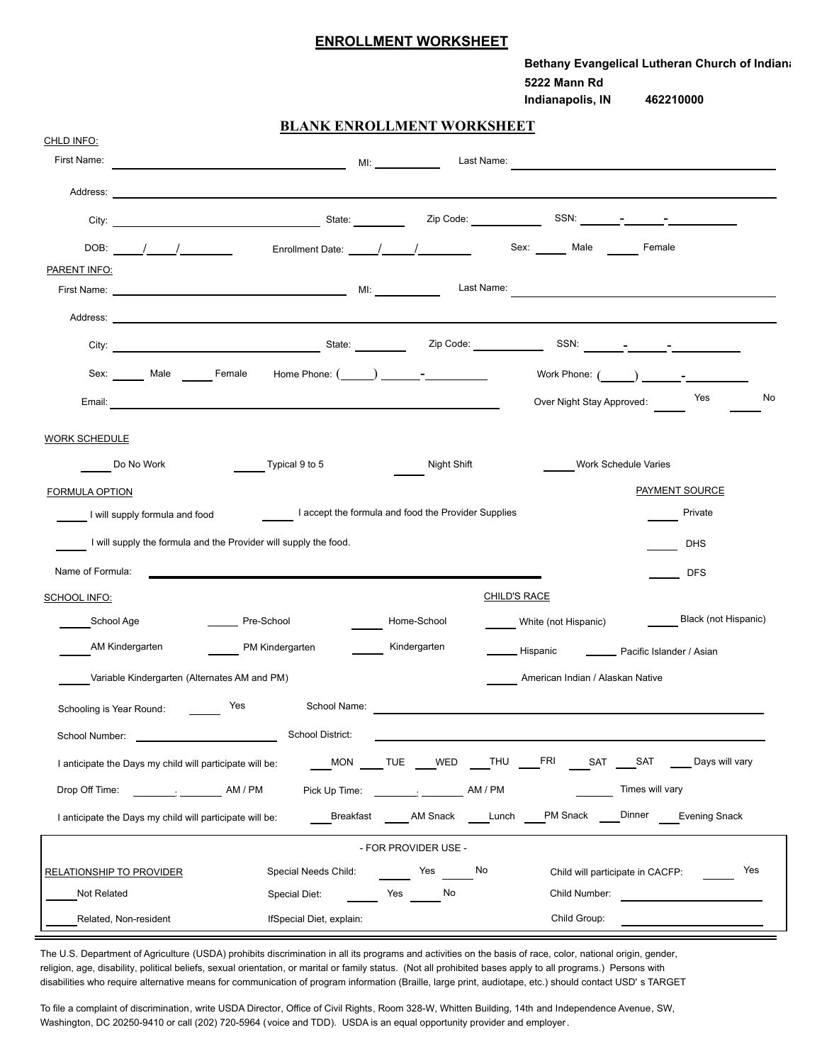# ENROLLMENT WORKSHEET

**Bethany Evangelical Lutheran Church of Indiana**
**5222 Mann Rd**
**Indianapolis, IN 462210000**

## BLANK ENROLLMENT WORKSHEET

CHLD INFO:

First Name: ______________________ MI: ________ Last Name: ______________________

Address: ______________________________________________

City: ______________________ State: ________ Zip Code: ________ SSN: ______-______-______

DOB: ____/____/________ Enrollment Date: ____/____/________ Sex: _____ Male _____ Female

PARENT INFO:

First Name: ______________________ MI: ________ Last Name: ______________________

Address: ______________________________________________

City: ______________________ State: ________ Zip Code: ________ SSN: ______-______-______

Sex: _____ Male _____ Female Home Phone: (_____) ______-________ Work Phone: (_____) ______-________

Email: ______________________________________ Over Night Stay Approved: _____ Yes _____ No

WORK SCHEDULE

_____ Do No Work _____ Typical 9 to 5 _____ Night Shift _____ Work Schedule Varies

FORMULA OPTION

_____ I will supply formula and food _____ I accept the formula and food the Provider Supplies

_____ I will supply the formula and the Provider will supply the food.

Name of Formula: ______________________________________

PAYMENT SOURCE

_____ Private

_____ DHS

_____ DFS

SCHOOL INFO:

_____ School Age _____ Pre-School _____ Home-School

_____ AM Kindergarten _____ PM Kindergarten _____ Kindergarten

_____ Variable Kindergarten (Alternates AM and PM)

CHILD'S RACE

_____ White (not Hispanic) _____ Black (not Hispanic)

_____ Hispanic _____ Pacific Islander / Asian

_____ American Indian / Alaskan Native

Schooling is Year Round: _____ Yes School Name: ______________________________

School Number: ______________ School District: ______________________________

I anticipate the Days my child will participate will be: ____MON ____TUE ____WED ____THU ____FRI ____SAT ____SAT ____Days will vary

Drop Off Time: ______:______ AM / PM Pick Up Time: ______.______ AM / PM ______ Times will vary

I anticipate the Days my child will participate will be: ____Breakfast ____AM Snack ____Lunch ____PM Snack ____Dinner ____Evening Snack

- FOR PROVIDER USE -

RELATIONSHIP TO PROVIDER

_____ Not Related

_____ Related, Non-resident

Special Needs Child: _____ Yes _____ No

Special Diet: _____ Yes _____ No

IfSpecial Diet, explain:

Child will participate in CACFP: _____ Yes

Child Number: ______________________

Child Group: ______________________

The U.S. Department of Agriculture (USDA) prohibits discrimination in all its programs and activities on the basis of race, color, national origin, gender, religion, age, disability, political beliefs, sexual orientation, or marital or family status. (Not all prohibited bases apply to all programs.) Persons with disabilities who require alternative means for communication of program information (Braille, large print, audiotape, etc.) should contact USD' s TARGET

To file a complaint of discrimination, write USDA Director, Office of Civil Rights, Room 328-W, Whitten Building, 14th and Independence Avenue, SW, Washington, DC 20250-9410 or call (202) 720-5964 (voice and TDD). USDA is an equal opportunity provider and employer.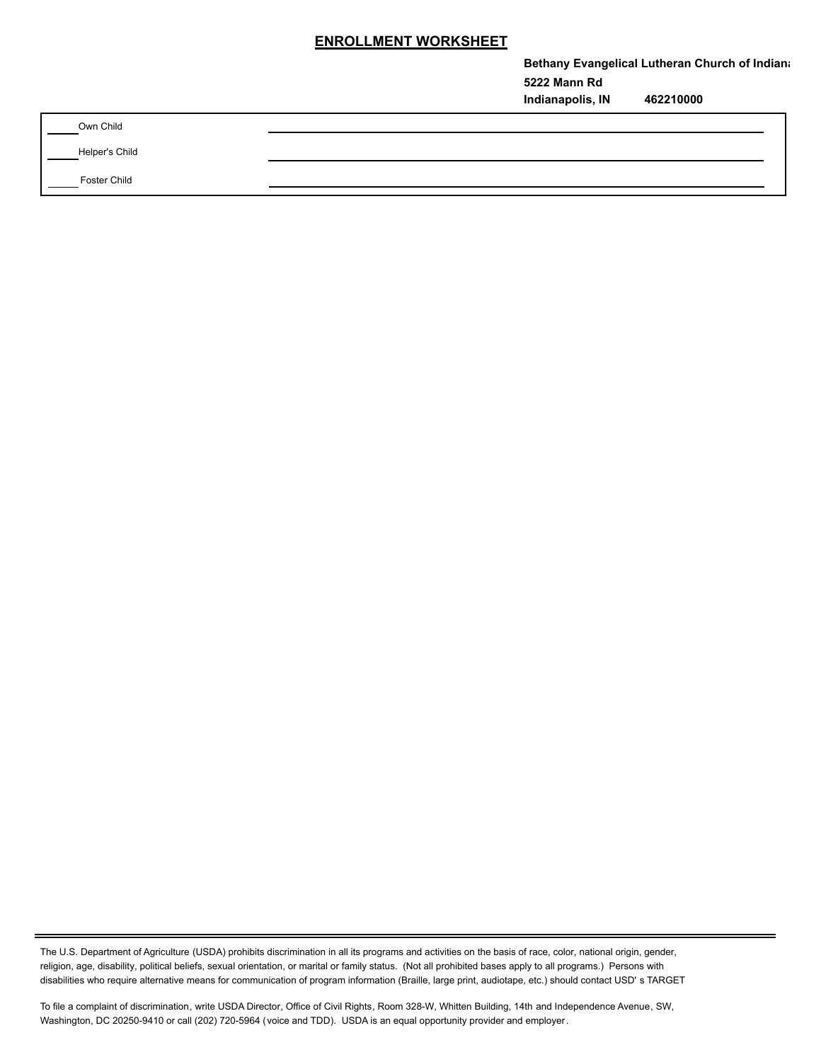# ENROLLMENT WORKSHEET

**Bethany Evangelical Lutheran Church of Indiana**
**5222 Mann Rd**
**Indianapolis, IN 462210000**

_____ Own Child ____________________

_____ Helper's Child ____________________

_____ Foster Child ____________________

The U.S. Department of Agriculture (USDA) prohibits discrimination in all its programs and activities on the basis of race, color, national origin, gender, religion, age, disability, political beliefs, sexual orientation, or marital or family status. (Not all prohibited bases apply to all programs.) Persons with disabilities who require alternative means for communication of program information (Braille, large print, audiotape, etc.) should contact USD' s TARGET

To file a complaint of discrimination, write USDA Director, Office of Civil Rights, Room 328-W, Whitten Building, 14th and Independence Avenue, SW, Washington, DC 20250-9410 or call (202) 720-5964 (voice and TDD). USDA is an equal opportunity provider and employer.